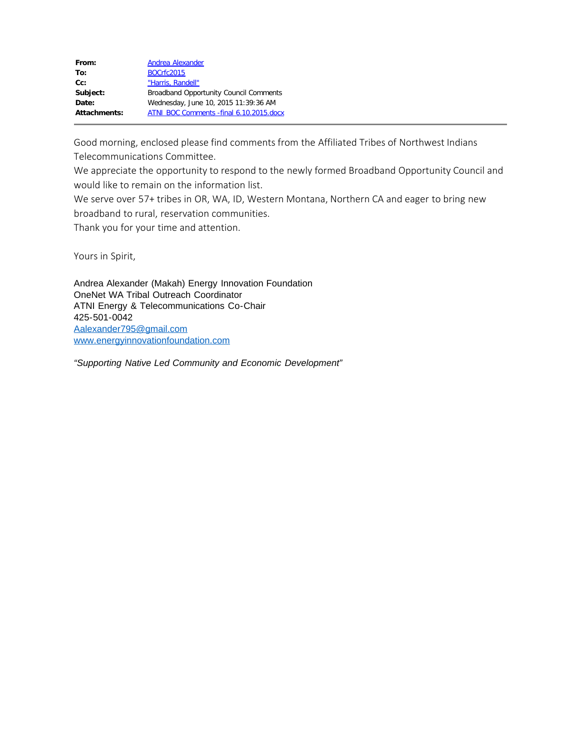| | |
|---|---|
| **From:** | Andrea Alexander |
| **To:** | BOCrfc2015 |
| **Cc:** | "Harris, Randell" |
| **Subject:** | Broadband Opportunity Council Comments |
| **Date:** | Wednesday, June 10, 2015 11:39:36 AM |
| **Attachments:** | ATNI BOC Comments -final 6.10.2015.docx |

Good morning, enclosed please find comments from the Affiliated Tribes of Northwest Indians Telecommunications Committee.

We appreciate the opportunity to respond to the newly formed Broadband Opportunity Council and would like to remain on the information list.

We serve over 57+ tribes in OR, WA, ID, Western Montana, Northern CA and eager to bring new broadband to rural, reservation communities.

Thank you for your time and attention.

Yours in Spirit,

Andrea Alexander (Makah) Energy Innovation Foundation
OneNet WA Tribal Outreach Coordinator
ATNI Energy & Telecommunications Co-Chair
425-501-0042
Aalexander795@gmail.com
www.energyinnovationfoundation.com

*"Supporting Native Led Community and Economic Development"*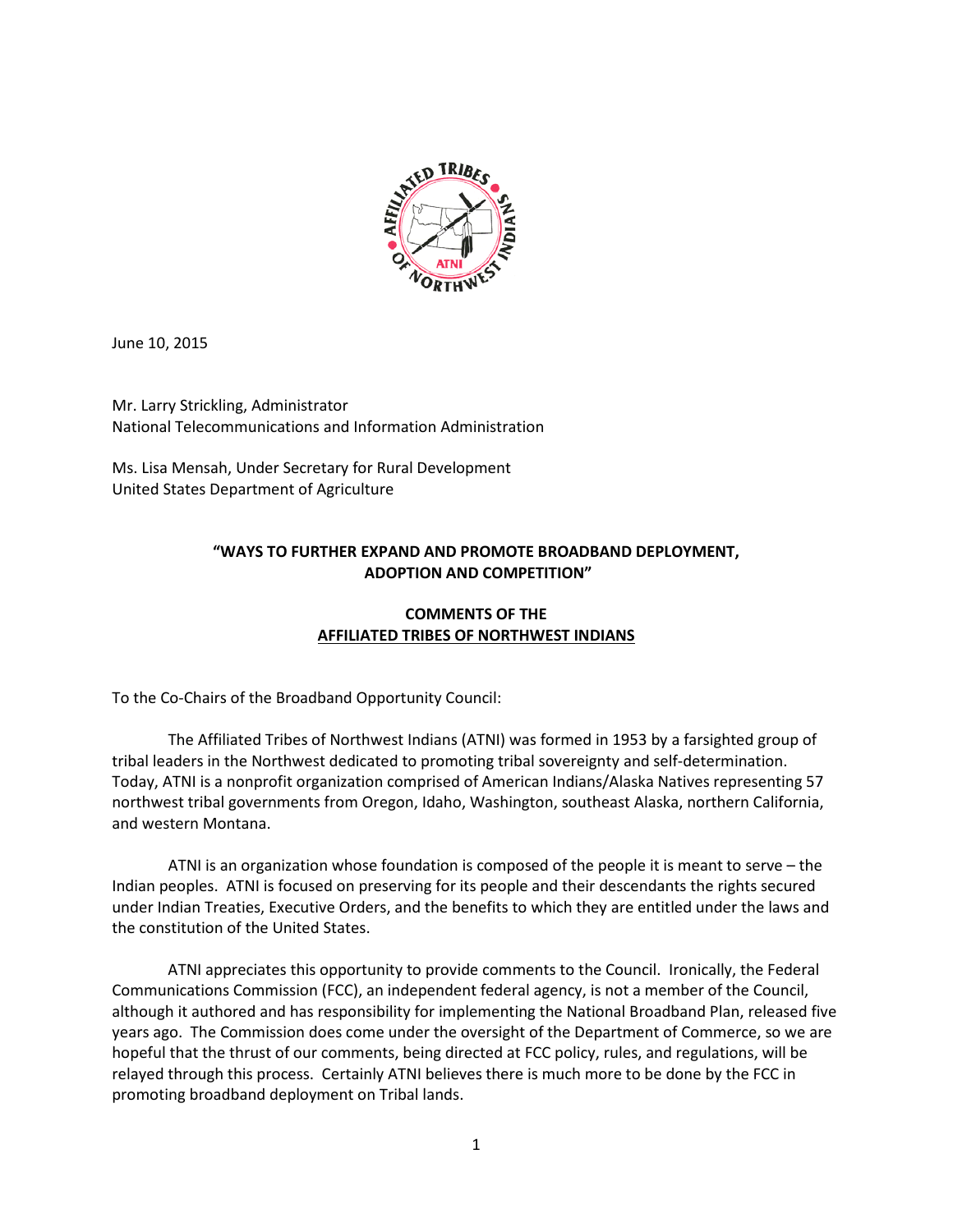June 10, 2015

Mr. Larry Strickling, Administrator
National Telecommunications and Information Administration

Ms. Lisa Mensah, Under Secretary for Rural Development
United States Department of Agriculture

**"WAYS TO FURTHER EXPAND AND PROMOTE BROADBAND DEPLOYMENT, ADOPTION AND COMPETITION"**

**COMMENTS OF THE**
**<u>AFFILIATED TRIBES OF NORTHWEST INDIANS</u>**

To the Co-Chairs of the Broadband Opportunity Council:

The Affiliated Tribes of Northwest Indians (ATNI) was formed in 1953 by a farsighted group of tribal leaders in the Northwest dedicated to promoting tribal sovereignty and self-determination. Today, ATNI is a nonprofit organization comprised of American Indians/Alaska Natives representing 57 northwest tribal governments from Oregon, Idaho, Washington, southeast Alaska, northern California, and western Montana.

ATNI is an organization whose foundation is composed of the people it is meant to serve – the Indian peoples. ATNI is focused on preserving for its people and their descendants the rights secured under Indian Treaties, Executive Orders, and the benefits to which they are entitled under the laws and the constitution of the United States.

ATNI appreciates this opportunity to provide comments to the Council. Ironically, the Federal Communications Commission (FCC), an independent federal agency, is not a member of the Council, although it authored and has responsibility for implementing the National Broadband Plan, released five years ago. The Commission does come under the oversight of the Department of Commerce, so we are hopeful that the thrust of our comments, being directed at FCC policy, rules, and regulations, will be relayed through this process. Certainly ATNI believes there is much more to be done by the FCC in promoting broadband deployment on Tribal lands.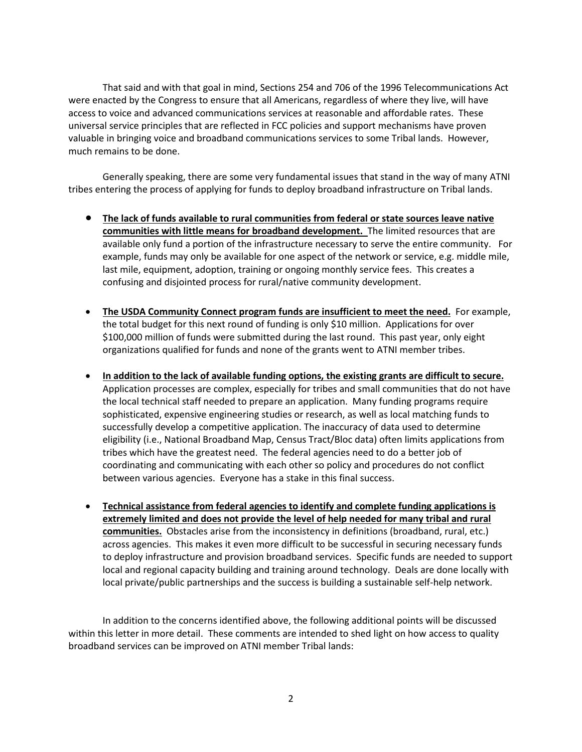That said and with that goal in mind, Sections 254 and 706 of the 1996 Telecommunications Act were enacted by the Congress to ensure that all Americans, regardless of where they live, will have access to voice and advanced communications services at reasonable and affordable rates. These universal service principles that are reflected in FCC policies and support mechanisms have proven valuable in bringing voice and broadband communications services to some Tribal lands. However, much remains to be done.

Generally speaking, there are some very fundamental issues that stand in the way of many ATNI tribes entering the process of applying for funds to deploy broadband infrastructure on Tribal lands.

- **The lack of funds available to rural communities from federal or state sources leave native communities with little means for broadband development.** The limited resources that are available only fund a portion of the infrastructure necessary to serve the entire community. For example, funds may only be available for one aspect of the network or service, e.g. middle mile, last mile, equipment, adoption, training or ongoing monthly service fees. This creates a confusing and disjointed process for rural/native community development.

- **The USDA Community Connect program funds are insufficient to meet the need.** For example, the total budget for this next round of funding is only $10 million. Applications for over $100,000 million of funds were submitted during the last round. This past year, only eight organizations qualified for funds and none of the grants went to ATNI member tribes.

- **In addition to the lack of available funding options, the existing grants are difficult to secure.** Application processes are complex, especially for tribes and small communities that do not have the local technical staff needed to prepare an application. Many funding programs require sophisticated, expensive engineering studies or research, as well as local matching funds to successfully develop a competitive application. The inaccuracy of data used to determine eligibility (i.e., National Broadband Map, Census Tract/Bloc data) often limits applications from tribes which have the greatest need. The federal agencies need to do a better job of coordinating and communicating with each other so policy and procedures do not conflict between various agencies. Everyone has a stake in this final success.

- **Technical assistance from federal agencies to identify and complete funding applications is extremely limited and does not provide the level of help needed for many tribal and rural communities.** Obstacles arise from the inconsistency in definitions (broadband, rural, etc.) across agencies. This makes it even more difficult to be successful in securing necessary funds to deploy infrastructure and provision broadband services. Specific funds are needed to support local and regional capacity building and training around technology. Deals are done locally with local private/public partnerships and the success is building a sustainable self-help network.

In addition to the concerns identified above, the following additional points will be discussed within this letter in more detail. These comments are intended to shed light on how access to quality broadband services can be improved on ATNI member Tribal lands: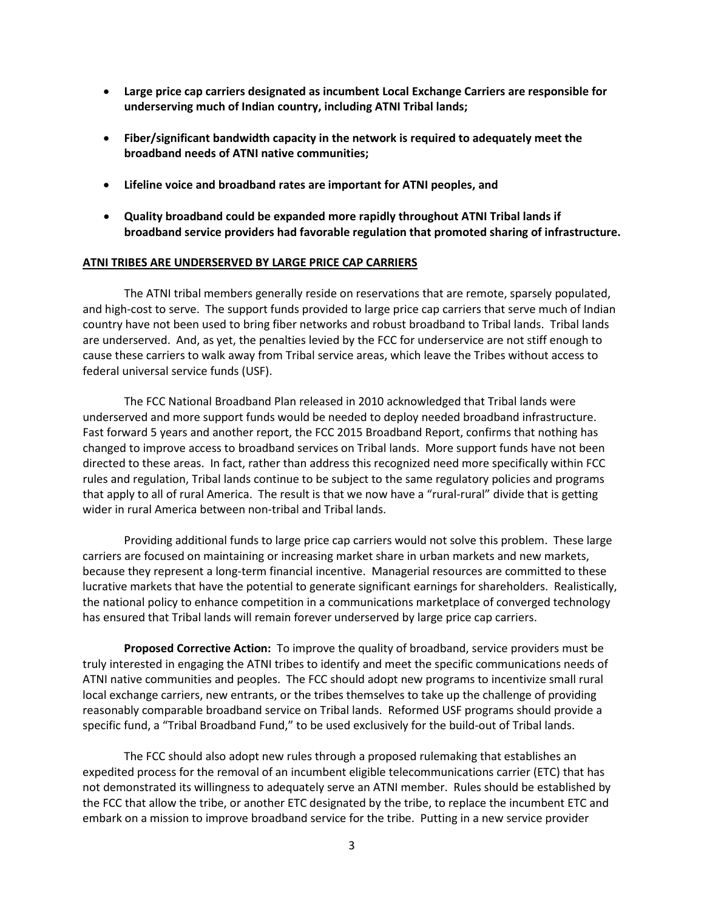- **Large price cap carriers designated as incumbent Local Exchange Carriers are responsible for underserving much of Indian country, including ATNI Tribal lands;**

- **Fiber/significant bandwidth capacity in the network is required to adequately meet the broadband needs of ATNI native communities;**

- **Lifeline voice and broadband rates are important for ATNI peoples, and**

- **Quality broadband could be expanded more rapidly throughout ATNI Tribal lands if broadband service providers had favorable regulation that promoted sharing of infrastructure.**

## ATNI TRIBES ARE UNDERSERVED BY LARGE PRICE CAP CARRIERS

The ATNI tribal members generally reside on reservations that are remote, sparsely populated, and high-cost to serve. The support funds provided to large price cap carriers that serve much of Indian country have not been used to bring fiber networks and robust broadband to Tribal lands. Tribal lands are underserved. And, as yet, the penalties levied by the FCC for underservice are not stiff enough to cause these carriers to walk away from Tribal service areas, which leave the Tribes without access to federal universal service funds (USF).

The FCC National Broadband Plan released in 2010 acknowledged that Tribal lands were underserved and more support funds would be needed to deploy needed broadband infrastructure. Fast forward 5 years and another report, the FCC 2015 Broadband Report, confirms that nothing has changed to improve access to broadband services on Tribal lands. More support funds have not been directed to these areas. In fact, rather than address this recognized need more specifically within FCC rules and regulation, Tribal lands continue to be subject to the same regulatory policies and programs that apply to all of rural America. The result is that we now have a "rural-rural" divide that is getting wider in rural America between non-tribal and Tribal lands.

Providing additional funds to large price cap carriers would not solve this problem. These large carriers are focused on maintaining or increasing market share in urban markets and new markets, because they represent a long-term financial incentive. Managerial resources are committed to these lucrative markets that have the potential to generate significant earnings for shareholders. Realistically, the national policy to enhance competition in a communications marketplace of converged technology has ensured that Tribal lands will remain forever underserved by large price cap carriers.

**Proposed Corrective Action:** To improve the quality of broadband, service providers must be truly interested in engaging the ATNI tribes to identify and meet the specific communications needs of ATNI native communities and peoples. The FCC should adopt new programs to incentivize small rural local exchange carriers, new entrants, or the tribes themselves to take up the challenge of providing reasonably comparable broadband service on Tribal lands. Reformed USF programs should provide a specific fund, a "Tribal Broadband Fund," to be used exclusively for the build-out of Tribal lands.

The FCC should also adopt new rules through a proposed rulemaking that establishes an expedited process for the removal of an incumbent eligible telecommunications carrier (ETC) that has not demonstrated its willingness to adequately serve an ATNI member. Rules should be established by the FCC that allow the tribe, or another ETC designated by the tribe, to replace the incumbent ETC and embark on a mission to improve broadband service for the tribe. Putting in a new service provider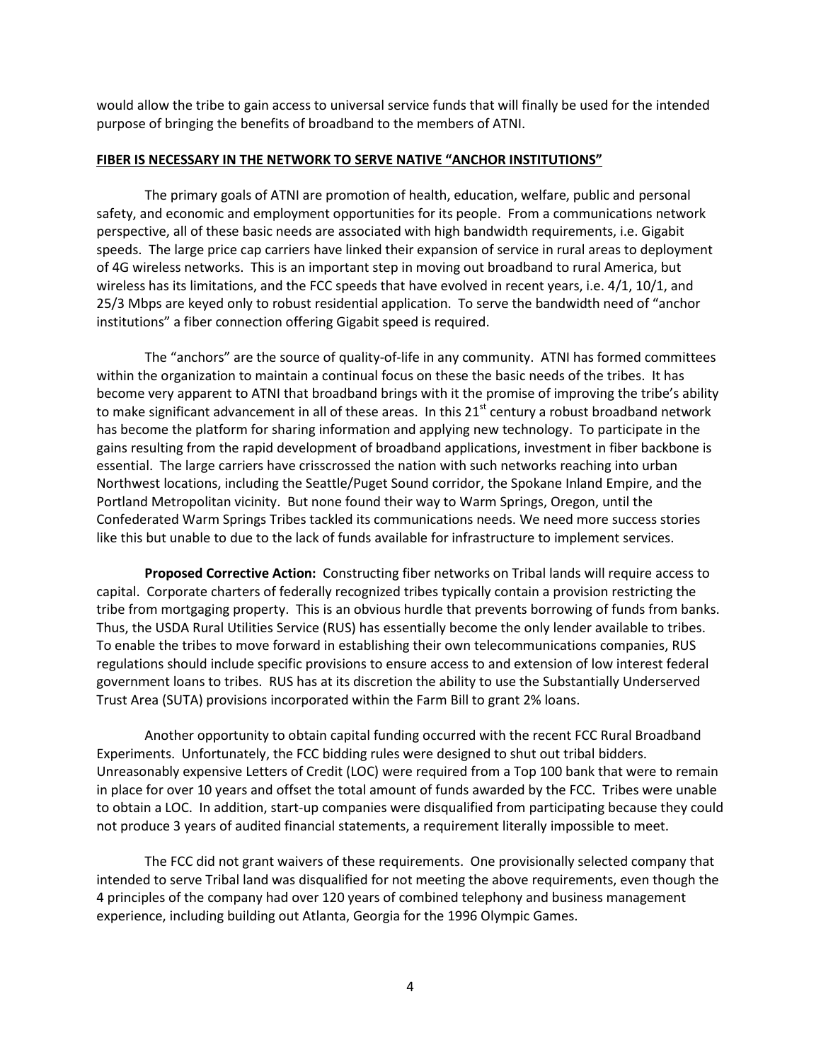would allow the tribe to gain access to universal service funds that will finally be used for the intended purpose of bringing the benefits of broadband to the members of ATNI.

**FIBER IS NECESSARY IN THE NETWORK TO SERVE NATIVE "ANCHOR INSTITUTIONS"**

The primary goals of ATNI are promotion of health, education, welfare, public and personal safety, and economic and employment opportunities for its people. From a communications network perspective, all of these basic needs are associated with high bandwidth requirements, i.e. Gigabit speeds. The large price cap carriers have linked their expansion of service in rural areas to deployment of 4G wireless networks. This is an important step in moving out broadband to rural America, but wireless has its limitations, and the FCC speeds that have evolved in recent years, i.e. 4/1, 10/1, and 25/3 Mbps are keyed only to robust residential application. To serve the bandwidth need of "anchor institutions" a fiber connection offering Gigabit speed is required.

The "anchors" are the source of quality-of-life in any community. ATNI has formed committees within the organization to maintain a continual focus on these the basic needs of the tribes. It has become very apparent to ATNI that broadband brings with it the promise of improving the tribe's ability to make significant advancement in all of these areas. In this 21st century a robust broadband network has become the platform for sharing information and applying new technology. To participate in the gains resulting from the rapid development of broadband applications, investment in fiber backbone is essential. The large carriers have crisscrossed the nation with such networks reaching into urban Northwest locations, including the Seattle/Puget Sound corridor, the Spokane Inland Empire, and the Portland Metropolitan vicinity. But none found their way to Warm Springs, Oregon, until the Confederated Warm Springs Tribes tackled its communications needs. We need more success stories like this but unable to due to the lack of funds available for infrastructure to implement services.

**Proposed Corrective Action:** Constructing fiber networks on Tribal lands will require access to capital. Corporate charters of federally recognized tribes typically contain a provision restricting the tribe from mortgaging property. This is an obvious hurdle that prevents borrowing of funds from banks. Thus, the USDA Rural Utilities Service (RUS) has essentially become the only lender available to tribes. To enable the tribes to move forward in establishing their own telecommunications companies, RUS regulations should include specific provisions to ensure access to and extension of low interest federal government loans to tribes. RUS has at its discretion the ability to use the Substantially Underserved Trust Area (SUTA) provisions incorporated within the Farm Bill to grant 2% loans.

Another opportunity to obtain capital funding occurred with the recent FCC Rural Broadband Experiments. Unfortunately, the FCC bidding rules were designed to shut out tribal bidders. Unreasonably expensive Letters of Credit (LOC) were required from a Top 100 bank that were to remain in place for over 10 years and offset the total amount of funds awarded by the FCC. Tribes were unable to obtain a LOC. In addition, start-up companies were disqualified from participating because they could not produce 3 years of audited financial statements, a requirement literally impossible to meet.

The FCC did not grant waivers of these requirements. One provisionally selected company that intended to serve Tribal land was disqualified for not meeting the above requirements, even though the 4 principles of the company had over 120 years of combined telephony and business management experience, including building out Atlanta, Georgia for the 1996 Olympic Games.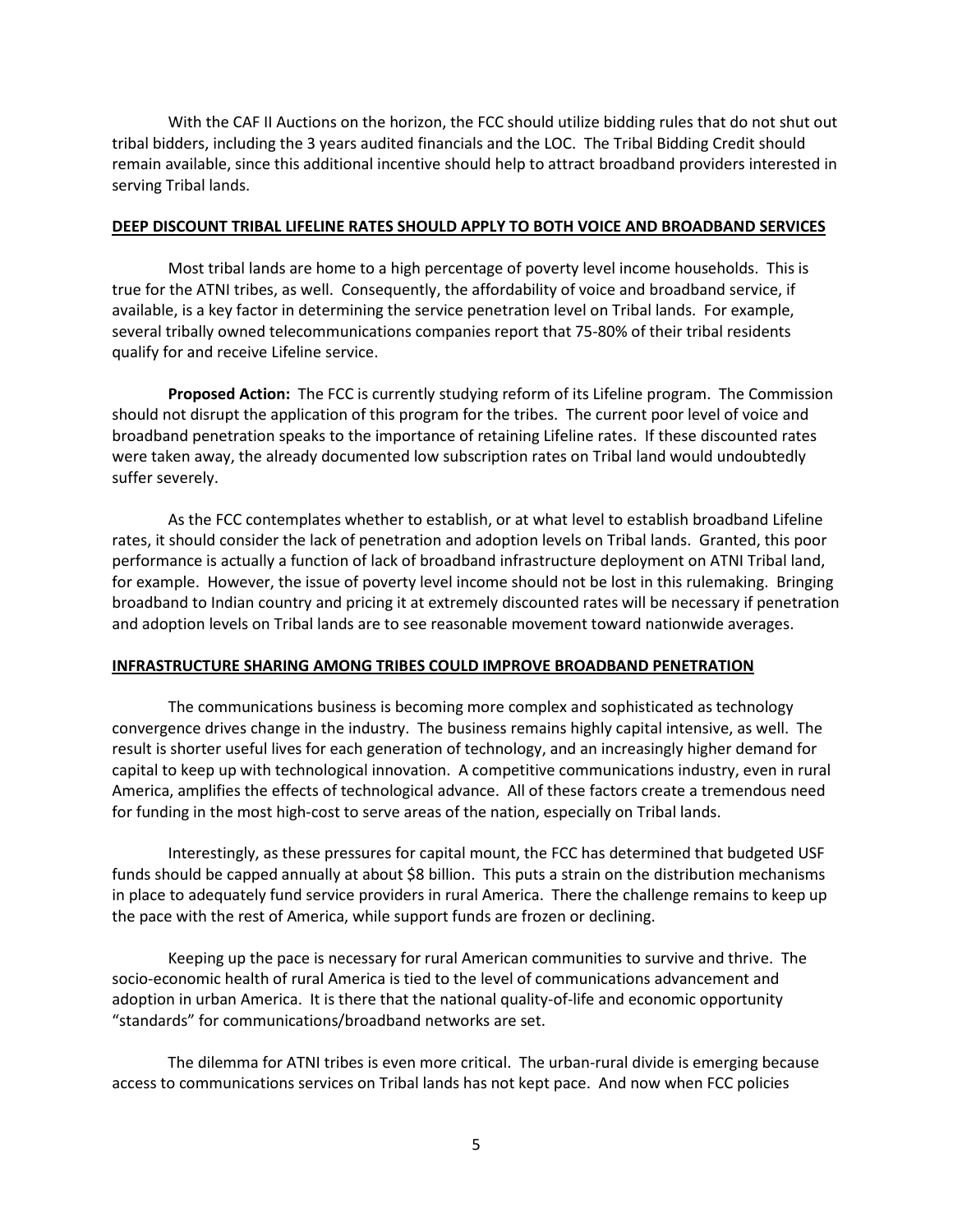With the CAF II Auctions on the horizon, the FCC should utilize bidding rules that do not shut out tribal bidders, including the 3 years audited financials and the LOC. The Tribal Bidding Credit should remain available, since this additional incentive should help to attract broadband providers interested in serving Tribal lands.

## DEEP DISCOUNT TRIBAL LIFELINE RATES SHOULD APPLY TO BOTH VOICE AND BROADBAND SERVICES

Most tribal lands are home to a high percentage of poverty level income households. This is true for the ATNI tribes, as well. Consequently, the affordability of voice and broadband service, if available, is a key factor in determining the service penetration level on Tribal lands. For example, several tribally owned telecommunications companies report that 75-80% of their tribal residents qualify for and receive Lifeline service.

**Proposed Action:** The FCC is currently studying reform of its Lifeline program. The Commission should not disrupt the application of this program for the tribes. The current poor level of voice and broadband penetration speaks to the importance of retaining Lifeline rates. If these discounted rates were taken away, the already documented low subscription rates on Tribal land would undoubtedly suffer severely.

As the FCC contemplates whether to establish, or at what level to establish broadband Lifeline rates, it should consider the lack of penetration and adoption levels on Tribal lands. Granted, this poor performance is actually a function of lack of broadband infrastructure deployment on ATNI Tribal land, for example. However, the issue of poverty level income should not be lost in this rulemaking. Bringing broadband to Indian country and pricing it at extremely discounted rates will be necessary if penetration and adoption levels on Tribal lands are to see reasonable movement toward nationwide averages.

## INFRASTRUCTURE SHARING AMONG TRIBES COULD IMPROVE BROADBAND PENETRATION

The communications business is becoming more complex and sophisticated as technology convergence drives change in the industry. The business remains highly capital intensive, as well. The result is shorter useful lives for each generation of technology, and an increasingly higher demand for capital to keep up with technological innovation. A competitive communications industry, even in rural America, amplifies the effects of technological advance. All of these factors create a tremendous need for funding in the most high-cost to serve areas of the nation, especially on Tribal lands.

Interestingly, as these pressures for capital mount, the FCC has determined that budgeted USF funds should be capped annually at about $8 billion. This puts a strain on the distribution mechanisms in place to adequately fund service providers in rural America. There the challenge remains to keep up the pace with the rest of America, while support funds are frozen or declining.

Keeping up the pace is necessary for rural American communities to survive and thrive. The socio-economic health of rural America is tied to the level of communications advancement and adoption in urban America. It is there that the national quality-of-life and economic opportunity "standards" for communications/broadband networks are set.

The dilemma for ATNI tribes is even more critical. The urban-rural divide is emerging because access to communications services on Tribal lands has not kept pace. And now when FCC policies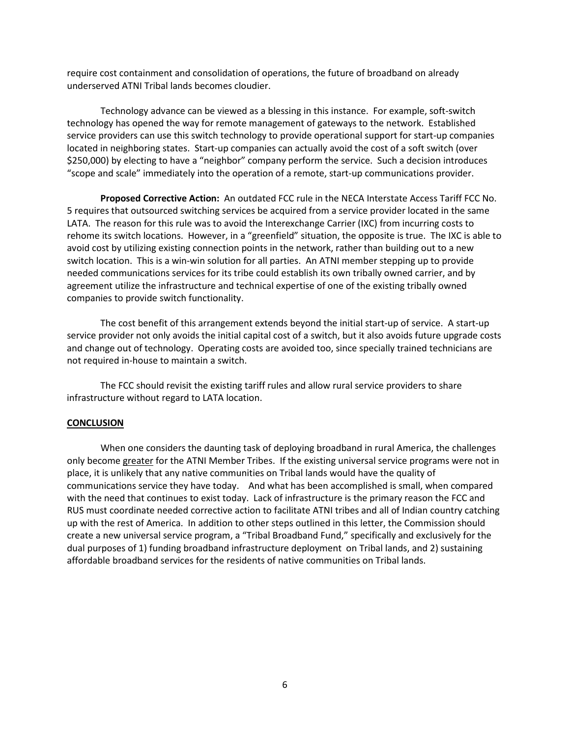require cost containment and consolidation of operations, the future of broadband on already underserved ATNI Tribal lands becomes cloudier.

Technology advance can be viewed as a blessing in this instance. For example, soft-switch technology has opened the way for remote management of gateways to the network. Established service providers can use this switch technology to provide operational support for start-up companies located in neighboring states. Start-up companies can actually avoid the cost of a soft switch (over $250,000) by electing to have a "neighbor" company perform the service. Such a decision introduces "scope and scale" immediately into the operation of a remote, start-up communications provider.

**Proposed Corrective Action:** An outdated FCC rule in the NECA Interstate Access Tariff FCC No. 5 requires that outsourced switching services be acquired from a service provider located in the same LATA. The reason for this rule was to avoid the Interexchange Carrier (IXC) from incurring costs to rehome its switch locations. However, in a "greenfield" situation, the opposite is true. The IXC is able to avoid cost by utilizing existing connection points in the network, rather than building out to a new switch location. This is a win-win solution for all parties. An ATNI member stepping up to provide needed communications services for its tribe could establish its own tribally owned carrier, and by agreement utilize the infrastructure and technical expertise of one of the existing tribally owned companies to provide switch functionality.

The cost benefit of this arrangement extends beyond the initial start-up of service. A start-up service provider not only avoids the initial capital cost of a switch, but it also avoids future upgrade costs and change out of technology. Operating costs are avoided too, since specially trained technicians are not required in-house to maintain a switch.

The FCC should revisit the existing tariff rules and allow rural service providers to share infrastructure without regard to LATA location.

## CONCLUSION

When one considers the daunting task of deploying broadband in rural America, the challenges only become greater for the ATNI Member Tribes. If the existing universal service programs were not in place, it is unlikely that any native communities on Tribal lands would have the quality of communications service they have today. And what has been accomplished is small, when compared with the need that continues to exist today. Lack of infrastructure is the primary reason the FCC and RUS must coordinate needed corrective action to facilitate ATNI tribes and all of Indian country catching up with the rest of America. In addition to other steps outlined in this letter, the Commission should create a new universal service program, a "Tribal Broadband Fund," specifically and exclusively for the dual purposes of 1) funding broadband infrastructure deployment on Tribal lands, and 2) sustaining affordable broadband services for the residents of native communities on Tribal lands.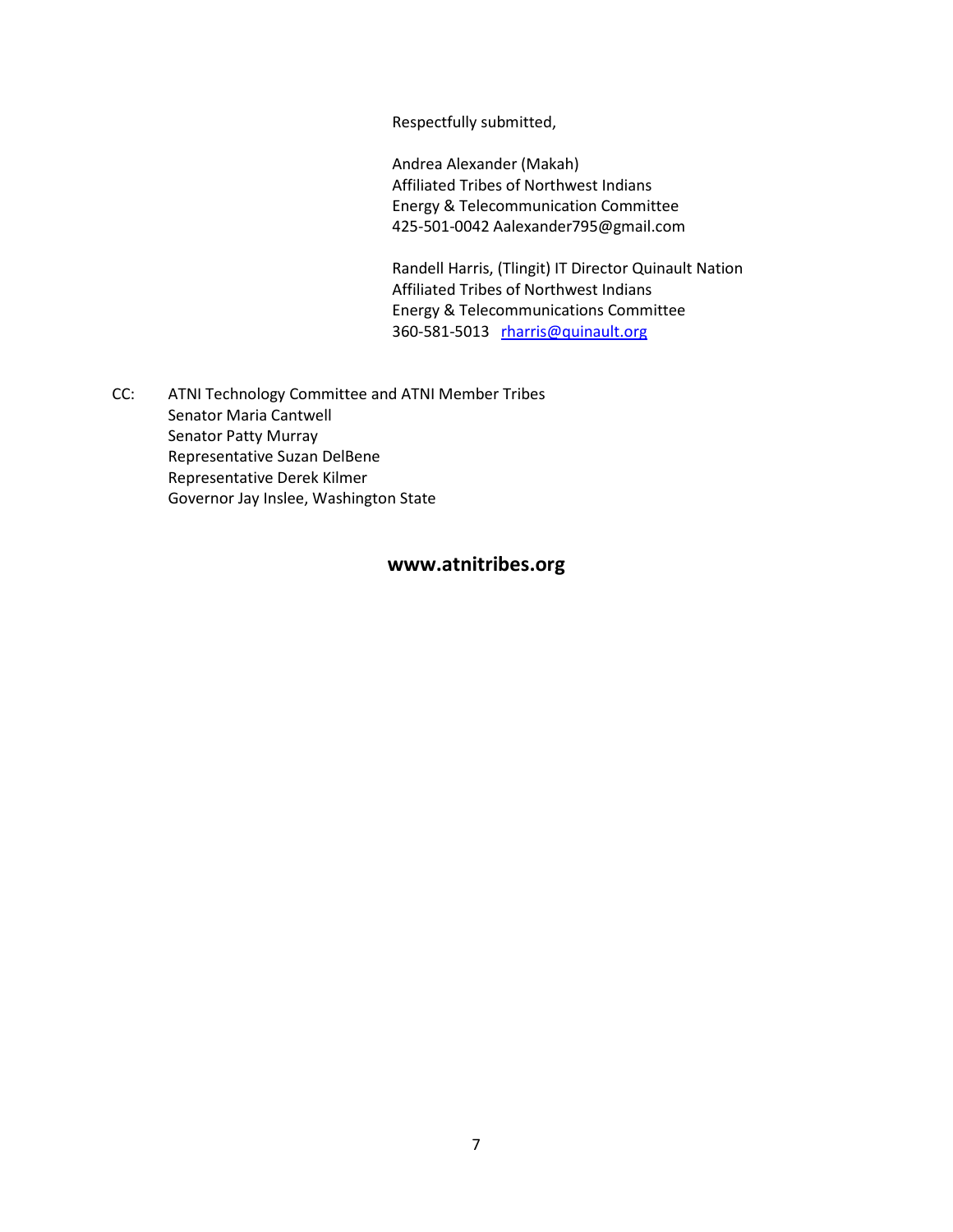Respectfully submitted,

Andrea Alexander (Makah)
Affiliated Tribes of Northwest Indians
Energy & Telecommunication Committee
425-501-0042 Aalexander795@gmail.com

Randell Harris, (Tlingit) IT Director Quinault Nation
Affiliated Tribes of Northwest Indians
Energy & Telecommunications Committee
360-581-5013 [rharris@quinault.org](mailto:rharris@quinault.org)

CC: ATNI Technology Committee and ATNI Member Tribes
Senator Maria Cantwell
Senator Patty Murray
Representative Suzan DelBene
Representative Derek Kilmer
Governor Jay Inslee, Washington State

**www.atnitribes.org**